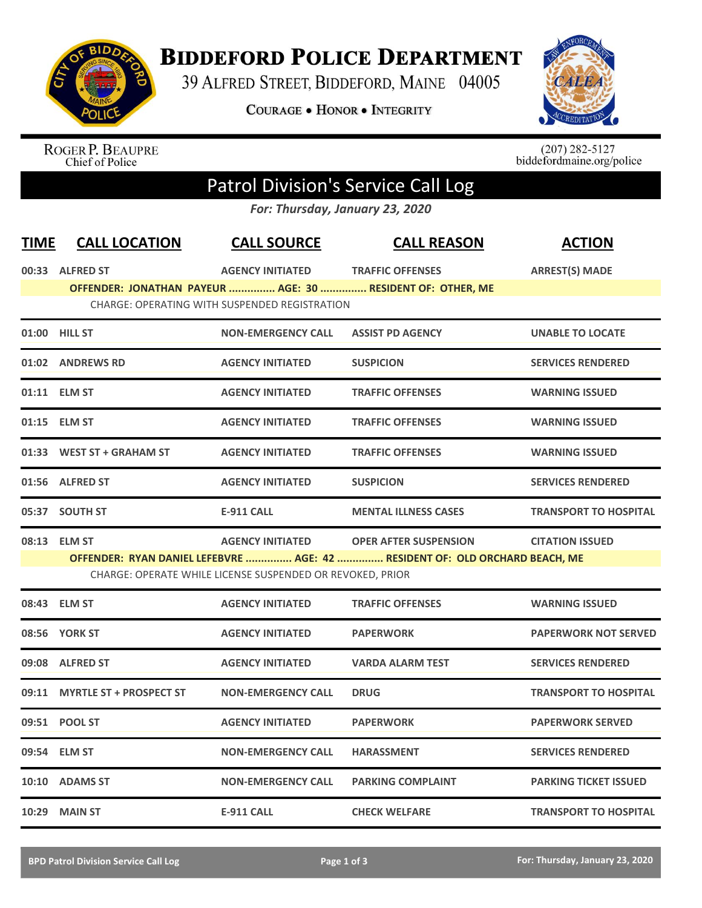# Biddeford Police Department

39 Alfred Street, Biddeford, Maine 04005

Courage • Honor • Integrity

Roger P. Beaupre
Chief of Police

(207) 282-5127
biddefordmaine.org/police

## Patrol Division's Service Call Log

*For: Thursday, January 23, 2020*

| TIME | CALL LOCATION | CALL SOURCE | CALL REASON | ACTION |
|---|---|---|---|---|
| 00:33 | ALFRED ST | AGENCY INITIATED | TRAFFIC OFFENSES | ARREST(S) MADE |
| | OFFENDER: JONATHAN PAYEUR ............... AGE: 30 ............... RESIDENT OF: OTHER, ME | | | |
| | CHARGE: OPERATING WITH SUSPENDED REGISTRATION | | | |
| 01:00 | HILL ST | NON-EMERGENCY CALL | ASSIST PD AGENCY | UNABLE TO LOCATE |
| 01:02 | ANDREWS RD | AGENCY INITIATED | SUSPICION | SERVICES RENDERED |
| 01:11 | ELM ST | AGENCY INITIATED | TRAFFIC OFFENSES | WARNING ISSUED |
| 01:15 | ELM ST | AGENCY INITIATED | TRAFFIC OFFENSES | WARNING ISSUED |
| 01:33 | WEST ST + GRAHAM ST | AGENCY INITIATED | TRAFFIC OFFENSES | WARNING ISSUED |
| 01:56 | ALFRED ST | AGENCY INITIATED | SUSPICION | SERVICES RENDERED |
| 05:37 | SOUTH ST | E-911 CALL | MENTAL ILLNESS CASES | TRANSPORT TO HOSPITAL |
| 08:13 | ELM ST | AGENCY INITIATED | OPER AFTER SUSPENSION | CITATION ISSUED |
| | OFFENDER: RYAN DANIEL LEFEBVRE ............... AGE: 42 ............... RESIDENT OF: OLD ORCHARD BEACH, ME | | | |
| | CHARGE: OPERATE WHILE LICENSE SUSPENDED OR REVOKED, PRIOR | | | |
| 08:43 | ELM ST | AGENCY INITIATED | TRAFFIC OFFENSES | WARNING ISSUED |
| 08:56 | YORK ST | AGENCY INITIATED | PAPERWORK | PAPERWORK NOT SERVED |
| 09:08 | ALFRED ST | AGENCY INITIATED | VARDA ALARM TEST | SERVICES RENDERED |
| 09:11 | MYRTLE ST + PROSPECT ST | NON-EMERGENCY CALL | DRUG | TRANSPORT TO HOSPITAL |
| 09:51 | POOL ST | AGENCY INITIATED | PAPERWORK | PAPERWORK SERVED |
| 09:54 | ELM ST | NON-EMERGENCY CALL | HARASSMENT | SERVICES RENDERED |
| 10:10 | ADAMS ST | NON-EMERGENCY CALL | PARKING COMPLAINT | PARKING TICKET ISSUED |
| 10:29 | MAIN ST | E-911 CALL | CHECK WELFARE | TRANSPORT TO HOSPITAL |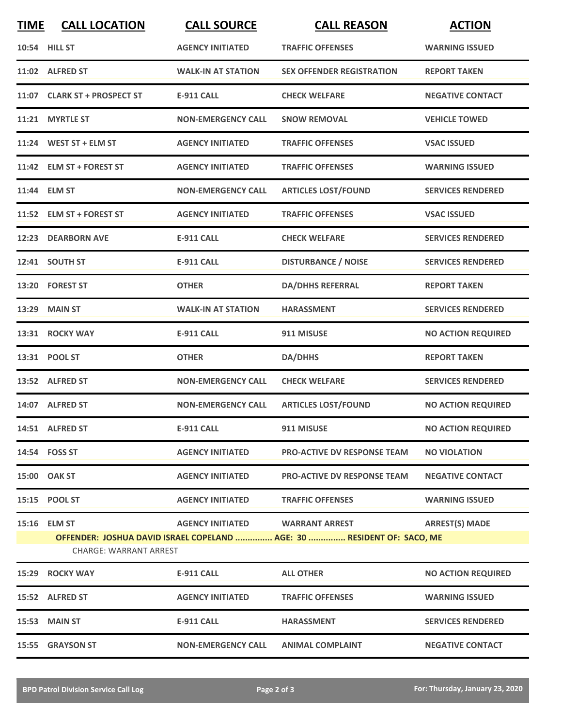| TIME | CALL LOCATION | CALL SOURCE | CALL REASON | ACTION |
|---|---|---|---|---|
| 10:54 | HILL ST | AGENCY INITIATED | TRAFFIC OFFENSES | WARNING ISSUED |
| 11:02 | ALFRED ST | WALK-IN AT STATION | SEX OFFENDER REGISTRATION | REPORT TAKEN |
| 11:07 | CLARK ST + PROSPECT ST | E-911 CALL | CHECK WELFARE | NEGATIVE CONTACT |
| 11:21 | MYRTLE ST | NON-EMERGENCY CALL | SNOW REMOVAL | VEHICLE TOWED |
| 11:24 | WEST ST + ELM ST | AGENCY INITIATED | TRAFFIC OFFENSES | VSAC ISSUED |
| 11:42 | ELM ST + FOREST ST | AGENCY INITIATED | TRAFFIC OFFENSES | WARNING ISSUED |
| 11:44 | ELM ST | NON-EMERGENCY CALL | ARTICLES LOST/FOUND | SERVICES RENDERED |
| 11:52 | ELM ST + FOREST ST | AGENCY INITIATED | TRAFFIC OFFENSES | VSAC ISSUED |
| 12:23 | DEARBORN AVE | E-911 CALL | CHECK WELFARE | SERVICES RENDERED |
| 12:41 | SOUTH ST | E-911 CALL | DISTURBANCE / NOISE | SERVICES RENDERED |
| 13:20 | FOREST ST | OTHER | DA/DHHS REFERRAL | REPORT TAKEN |
| 13:29 | MAIN ST | WALK-IN AT STATION | HARASSMENT | SERVICES RENDERED |
| 13:31 | ROCKY WAY | E-911 CALL | 911 MISUSE | NO ACTION REQUIRED |
| 13:31 | POOL ST | OTHER | DA/DHHS | REPORT TAKEN |
| 13:52 | ALFRED ST | NON-EMERGENCY CALL | CHECK WELFARE | SERVICES RENDERED |
| 14:07 | ALFRED ST | NON-EMERGENCY CALL | ARTICLES LOST/FOUND | NO ACTION REQUIRED |
| 14:51 | ALFRED ST | E-911 CALL | 911 MISUSE | NO ACTION REQUIRED |
| 14:54 | FOSS ST | AGENCY INITIATED | PRO-ACTIVE DV RESPONSE TEAM | NO VIOLATION |
| 15:00 | OAK ST | AGENCY INITIATED | PRO-ACTIVE DV RESPONSE TEAM | NEGATIVE CONTACT |
| 15:15 | POOL ST | AGENCY INITIATED | TRAFFIC OFFENSES | WARNING ISSUED |
| 15:16 | ELM ST | AGENCY INITIATED | WARRANT ARREST | ARREST(S) MADE |
| | OFFENDER: JOSHUA DAVID ISRAEL COPELAND ............... AGE: 30 ............... RESIDENT OF: SACO, ME | | | |
| | CHARGE: WARRANT ARREST | | | |
| 15:29 | ROCKY WAY | E-911 CALL | ALL OTHER | NO ACTION REQUIRED |
| 15:52 | ALFRED ST | AGENCY INITIATED | TRAFFIC OFFENSES | WARNING ISSUED |
| 15:53 | MAIN ST | E-911 CALL | HARASSMENT | SERVICES RENDERED |
| 15:55 | GRAYSON ST | NON-EMERGENCY CALL | ANIMAL COMPLAINT | NEGATIVE CONTACT |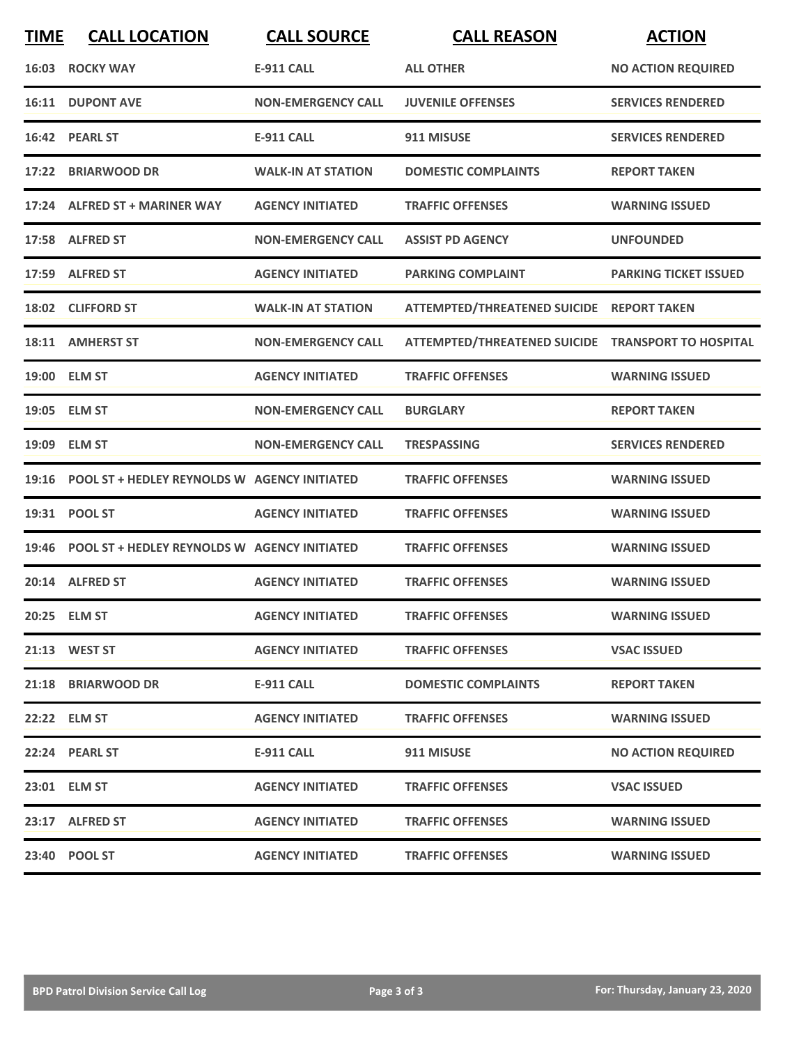| TIME | CALL LOCATION | CALL SOURCE | CALL REASON | ACTION |
|---|---|---|---|---|
| 16:03 | ROCKY WAY | E-911 CALL | ALL OTHER | NO ACTION REQUIRED |
| 16:11 | DUPONT AVE | NON-EMERGENCY CALL | JUVENILE OFFENSES | SERVICES RENDERED |
| 16:42 | PEARL ST | E-911 CALL | 911 MISUSE | SERVICES RENDERED |
| 17:22 | BRIARWOOD DR | WALK-IN AT STATION | DOMESTIC COMPLAINTS | REPORT TAKEN |
| 17:24 | ALFRED ST + MARINER WAY | AGENCY INITIATED | TRAFFIC OFFENSES | WARNING ISSUED |
| 17:58 | ALFRED ST | NON-EMERGENCY CALL | ASSIST PD AGENCY | UNFOUNDED |
| 17:59 | ALFRED ST | AGENCY INITIATED | PARKING COMPLAINT | PARKING TICKET ISSUED |
| 18:02 | CLIFFORD ST | WALK-IN AT STATION | ATTEMPTED/THREATENED SUICIDE | REPORT TAKEN |
| 18:11 | AMHERST ST | NON-EMERGENCY CALL | ATTEMPTED/THREATENED SUICIDE | TRANSPORT TO HOSPITAL |
| 19:00 | ELM ST | AGENCY INITIATED | TRAFFIC OFFENSES | WARNING ISSUED |
| 19:05 | ELM ST | NON-EMERGENCY CALL | BURGLARY | REPORT TAKEN |
| 19:09 | ELM ST | NON-EMERGENCY CALL | TRESPASSING | SERVICES RENDERED |
| 19:16 | POOL ST + HEDLEY REYNOLDS W | AGENCY INITIATED | TRAFFIC OFFENSES | WARNING ISSUED |
| 19:31 | POOL ST | AGENCY INITIATED | TRAFFIC OFFENSES | WARNING ISSUED |
| 19:46 | POOL ST + HEDLEY REYNOLDS W | AGENCY INITIATED | TRAFFIC OFFENSES | WARNING ISSUED |
| 20:14 | ALFRED ST | AGENCY INITIATED | TRAFFIC OFFENSES | WARNING ISSUED |
| 20:25 | ELM ST | AGENCY INITIATED | TRAFFIC OFFENSES | WARNING ISSUED |
| 21:13 | WEST ST | AGENCY INITIATED | TRAFFIC OFFENSES | VSAC ISSUED |
| 21:18 | BRIARWOOD DR | E-911 CALL | DOMESTIC COMPLAINTS | REPORT TAKEN |
| 22:22 | ELM ST | AGENCY INITIATED | TRAFFIC OFFENSES | WARNING ISSUED |
| 22:24 | PEARL ST | E-911 CALL | 911 MISUSE | NO ACTION REQUIRED |
| 23:01 | ELM ST | AGENCY INITIATED | TRAFFIC OFFENSES | VSAC ISSUED |
| 23:17 | ALFRED ST | AGENCY INITIATED | TRAFFIC OFFENSES | WARNING ISSUED |
| 23:40 | POOL ST | AGENCY INITIATED | TRAFFIC OFFENSES | WARNING ISSUED |